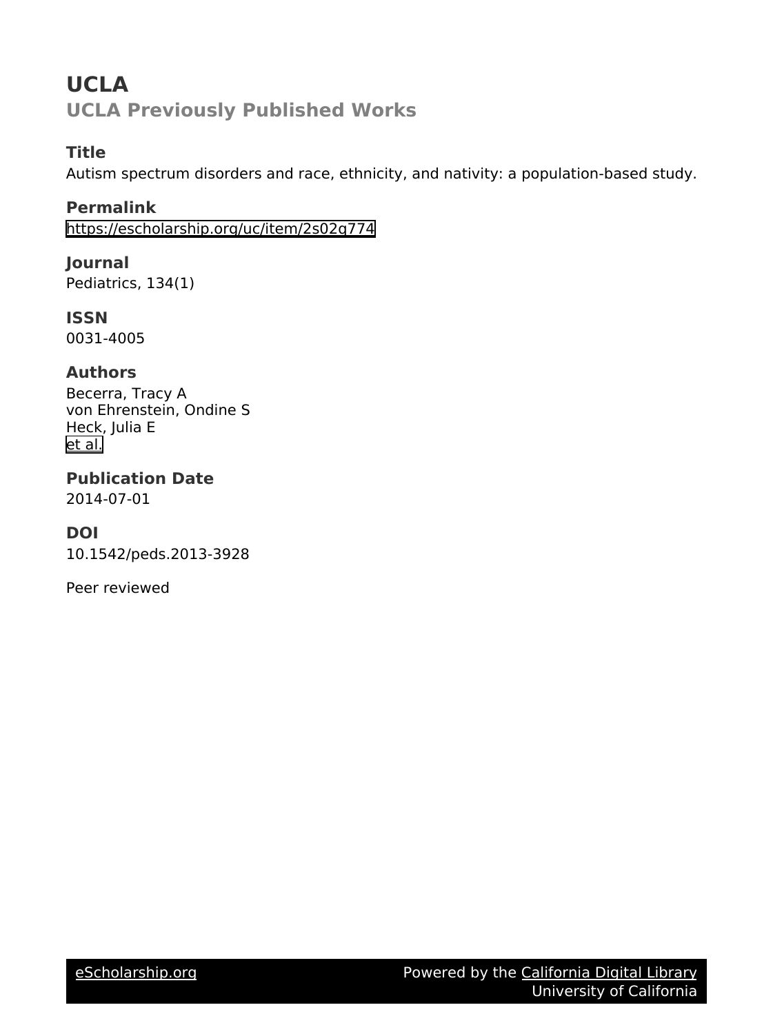# UCLA

## UCLA Previously Published Works

### Title

Autism spectrum disorders and race, ethnicity, and nativity: a population-based study.

### Permalink

https://escholarship.org/uc/item/2s02g774

### Journal

Pediatrics, 134(1)

### ISSN

0031-4005

### Authors

Becerra, Tracy A
von Ehrenstein, Ondine S
Heck, Julia E
et al.

### Publication Date

2014-07-01

### DOI

10.1542/peds.2013-3928

Peer reviewed

eScholarship.org Powered by the California Digital Library University of California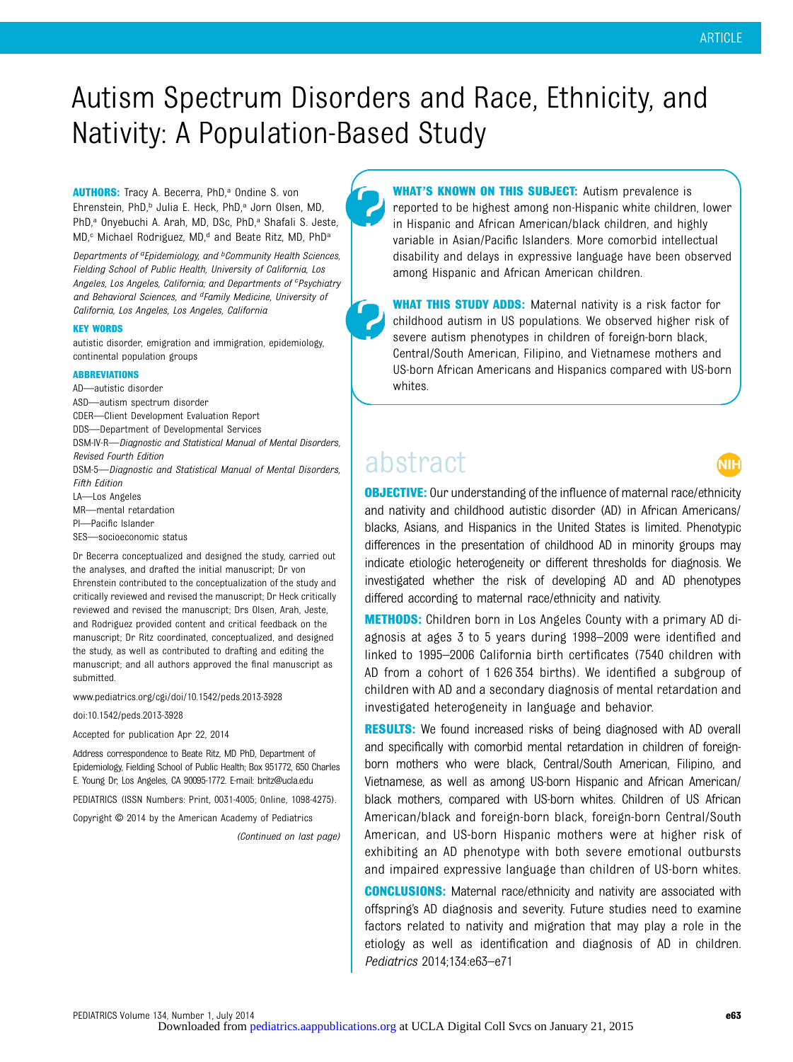ARTICLE

# Autism Spectrum Disorders and Race, Ethnicity, and Nativity: A Population-Based Study

**AUTHORS:** Tracy A. Becerra, PhD,[a] Ondine S. von Ehrenstein, PhD,[b] Julia E. Heck, PhD,[a] Jorn Olsen, MD, PhD,[a] Onyebuchi A. Arah, MD, DSc, PhD,[a] Shafali S. Jeste, MD,[c] Michael Rodriguez, MD,[d] and Beate Ritz, MD, PhD[a]

*Departments of [a]Epidemiology, and [b]Community Health Sciences, Fielding School of Public Health, University of California, Los Angeles, Los Angeles, California; and Departments of [c]Psychiatry and Behavioral Sciences, and [d]Family Medicine, University of California, Los Angeles, Los Angeles, California*

**KEY WORDS**

autistic disorder, emigration and immigration, epidemiology, continental population groups

**ABBREVIATIONS**

AD—autistic disorder
ASD—autism spectrum disorder
CDER—Client Development Evaluation Report
DDS—Department of Developmental Services
DSM-IV-R—*Diagnostic and Statistical Manual of Mental Disorders, Revised Fourth Edition*
DSM-5—*Diagnostic and Statistical Manual of Mental Disorders, Fifth Edition*
LA—Los Angeles
MR—mental retardation
PI—Pacific Islander
SES—socioeconomic status

Dr Becerra conceptualized and designed the study, carried out the analyses, and drafted the initial manuscript; Dr von Ehrenstein contributed to the conceptualization of the study and critically reviewed and revised the manuscript; Dr Heck critically reviewed and revised the manuscript; Drs Olsen, Arah, Jeste, and Rodriguez provided content and critical feedback on the manuscript; Dr Ritz coordinated, conceptualized, and designed the study, as well as contributed to drafting and editing the manuscript; and all authors approved the final manuscript as submitted.

www.pediatrics.org/cgi/doi/10.1542/peds.2013-3928

doi:10.1542/peds.2013-3928

Accepted for publication Apr 22, 2014

Address correspondence to Beate Ritz, MD PhD, Department of Epidemiology, Fielding School of Public Health; Box 951772, 650 Charles E. Young Dr; Los Angeles, CA 90095-1772. E-mail: britz@ucla.edu

PEDIATRICS (ISSN Numbers: Print, 0031-4005; Online, 1098-4275).

Copyright © 2014 by the American Academy of Pediatrics

*(Continued on last page)*

**WHAT'S KNOWN ON THIS SUBJECT:** Autism prevalence is reported to be highest among non-Hispanic white children, lower in Hispanic and African American/black children, and highly variable in Asian/Pacific Islanders. More comorbid intellectual disability and delays in expressive language have been observed among Hispanic and African American children.

**WHAT THIS STUDY ADDS:** Maternal nativity is a risk factor for childhood autism in US populations. We observed higher risk of severe autism phenotypes in children of foreign-born black, Central/South American, Filipino, and Vietnamese mothers and US-born African Americans and Hispanics compared with US-born whites.

## abstract

**OBJECTIVE:** Our understanding of the influence of maternal race/ethnicity and nativity and childhood autistic disorder (AD) in African Americans/blacks, Asians, and Hispanics in the United States is limited. Phenotypic differences in the presentation of childhood AD in minority groups may indicate etiologic heterogeneity or different thresholds for diagnosis. We investigated whether the risk of developing AD and AD phenotypes differed according to maternal race/ethnicity and nativity.

**METHODS:** Children born in Los Angeles County with a primary AD diagnosis at ages 3 to 5 years during 1998–2009 were identified and linked to 1995–2006 California birth certificates (7540 children with AD from a cohort of 1 626 354 births). We identified a subgroup of children with AD and a secondary diagnosis of mental retardation and investigated heterogeneity in language and behavior.

**RESULTS:** We found increased risks of being diagnosed with AD overall and specifically with comorbid mental retardation in children of foreign-born mothers who were black, Central/South American, Filipino, and Vietnamese, as well as among US-born Hispanic and African American/black mothers, compared with US-born whites. Children of US African American/black and foreign-born black, foreign-born Central/South American, and US-born Hispanic mothers were at higher risk of exhibiting an AD phenotype with both severe emotional outbursts and impaired expressive language than children of US-born whites.

**CONCLUSIONS:** Maternal race/ethnicity and nativity are associated with offspring's AD diagnosis and severity. Future studies need to examine factors related to nativity and migration that may play a role in the etiology as well as identification and diagnosis of AD in children. *Pediatrics* 2014;134:e63–e71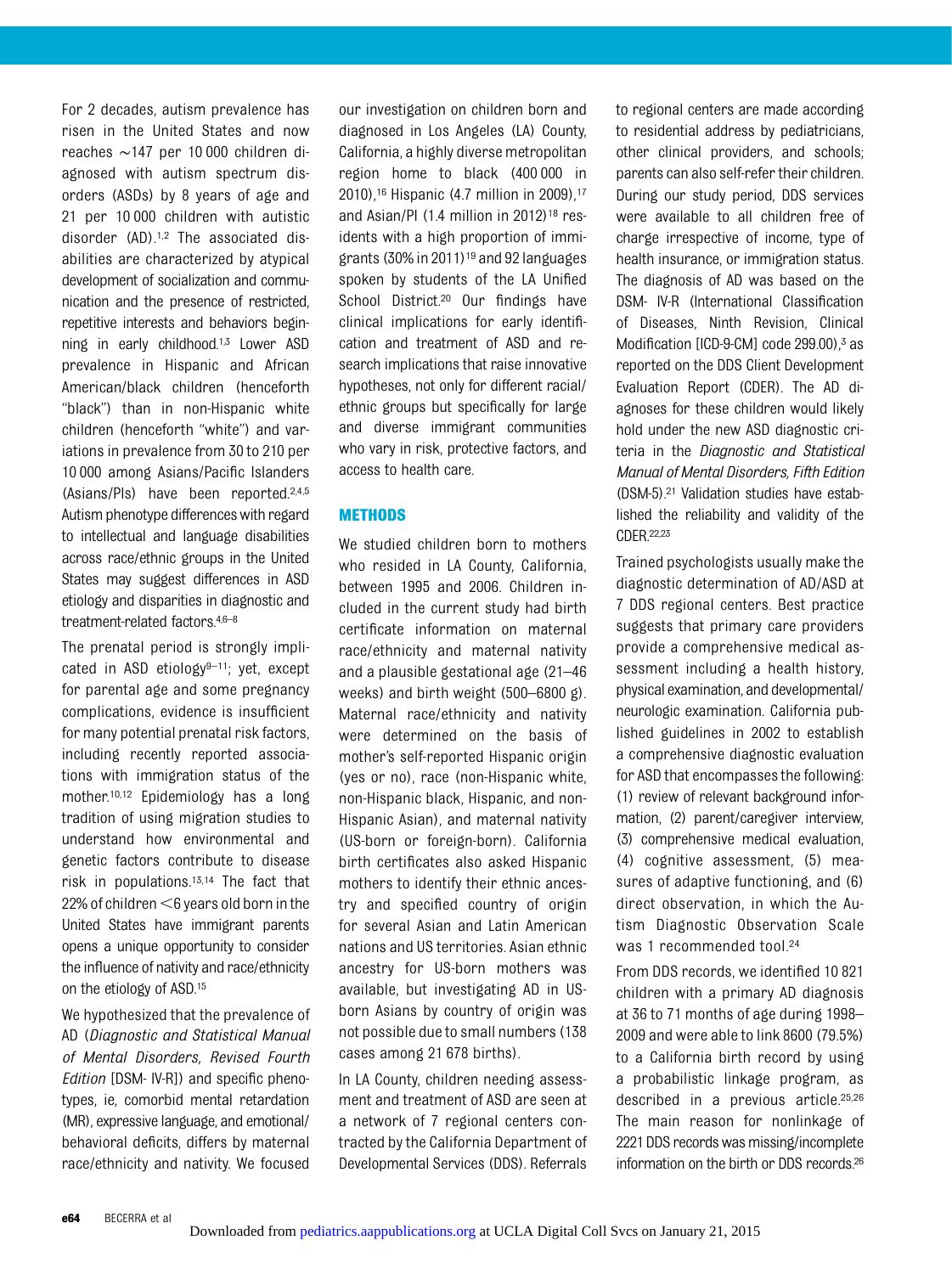For 2 decades, autism prevalence has risen in the United States and now reaches ~147 per 10 000 children diagnosed with autism spectrum disorders (ASDs) by 8 years of age and 21 per 10 000 children with autistic disorder (AD).[1,2] The associated disabilities are characterized by atypical development of socialization and communication and the presence of restricted, repetitive interests and behaviors beginning in early childhood.[1,3] Lower ASD prevalence in Hispanic and African American/black children (henceforth "black") than in non-Hispanic white children (henceforth "white") and variations in prevalence from 30 to 210 per 10 000 among Asians/Pacific Islanders (Asians/PIs) have been reported.[2,4,5] Autism phenotype differences with regard to intellectual and language disabilities across race/ethnic groups in the United States may suggest differences in ASD etiology and disparities in diagnostic and treatment-related factors.[4,6–8]

The prenatal period is strongly implicated in ASD etiology[9–11]; yet, except for parental age and some pregnancy complications, evidence is insufficient for many potential prenatal risk factors, including recently reported associations with immigration status of the mother.[10,12] Epidemiology has a long tradition of using migration studies to understand how environmental and genetic factors contribute to disease risk in populations.[13,14] The fact that 22% of children <6 years old born in the United States have immigrant parents opens a unique opportunity to consider the influence of nativity and race/ethnicity on the etiology of ASD.[15]

We hypothesized that the prevalence of AD (*Diagnostic and Statistical Manual of Mental Disorders, Revised Fourth Edition* [DSM- IV-R]) and specific phenotypes, ie, comorbid mental retardation (MR), expressive language, and emotional/behavioral deficits, differs by maternal race/ethnicity and nativity. We focused our investigation on children born and diagnosed in Los Angeles (LA) County, California, a highly diverse metropolitan region home to black (400 000 in 2010),[16] Hispanic (4.7 million in 2009),[17] and Asian/PI (1.4 million in 2012)[18] residents with a high proportion of immigrants (30% in 2011)[19] and 92 languages spoken by students of the LA Unified School District.[20] Our findings have clinical implications for early identification and treatment of ASD and research implications that raise innovative hypotheses, not only for different racial/ethnic groups but specifically for large and diverse immigrant communities who vary in risk, protective factors, and access to health care.

## METHODS

We studied children born to mothers who resided in LA County, California, between 1995 and 2006. Children included in the current study had birth certificate information on maternal race/ethnicity and maternal nativity and a plausible gestational age (21–46 weeks) and birth weight (500–6800 g). Maternal race/ethnicity and nativity were determined on the basis of mother's self-reported Hispanic origin (yes or no), race (non-Hispanic white, non-Hispanic black, Hispanic, and non-Hispanic Asian), and maternal nativity (US-born or foreign-born). California birth certificates also asked Hispanic mothers to identify their ethnic ancestry and specified country of origin for several Asian and Latin American nations and US territories. Asian ethnic ancestry for US-born mothers was available, but investigating AD in US-born Asians by country of origin was not possible due to small numbers (138 cases among 21 678 births).

In LA County, children needing assessment and treatment of ASD are seen at a network of 7 regional centers contracted by the California Department of Developmental Services (DDS). Referrals to regional centers are made according to residential address by pediatricians, other clinical providers, and schools; parents can also self-refer their children. During our study period, DDS services were available to all children free of charge irrespective of income, type of health insurance, or immigration status. The diagnosis of AD was based on the DSM- IV-R (International Classification of Diseases, Ninth Revision, Clinical Modification [ICD-9-CM] code 299.00),[3] as reported on the DDS Client Development Evaluation Report (CDER). The AD diagnoses for these children would likely hold under the new ASD diagnostic criteria in the *Diagnostic and Statistical Manual of Mental Disorders, Fifth Edition* (DSM-5).[21] Validation studies have established the reliability and validity of the CDER.[22,23]

Trained psychologists usually make the diagnostic determination of AD/ASD at 7 DDS regional centers. Best practice suggests that primary care providers provide a comprehensive medical assessment including a health history, physical examination, and developmental/neurologic examination. California published guidelines in 2002 to establish a comprehensive diagnostic evaluation for ASD that encompasses the following: (1) review of relevant background information, (2) parent/caregiver interview, (3) comprehensive medical evaluation, (4) cognitive assessment, (5) measures of adaptive functioning, and (6) direct observation, in which the Autism Diagnostic Observation Scale was 1 recommended tool.[24]

From DDS records, we identified 10 821 children with a primary AD diagnosis at 36 to 71 months of age during 1998–2009 and were able to link 8600 (79.5%) to a California birth record by using a probabilistic linkage program, as described in a previous article.[25,26] The main reason for nonlinkage of 2221 DDS records was missing/incomplete information on the birth or DDS records.[26]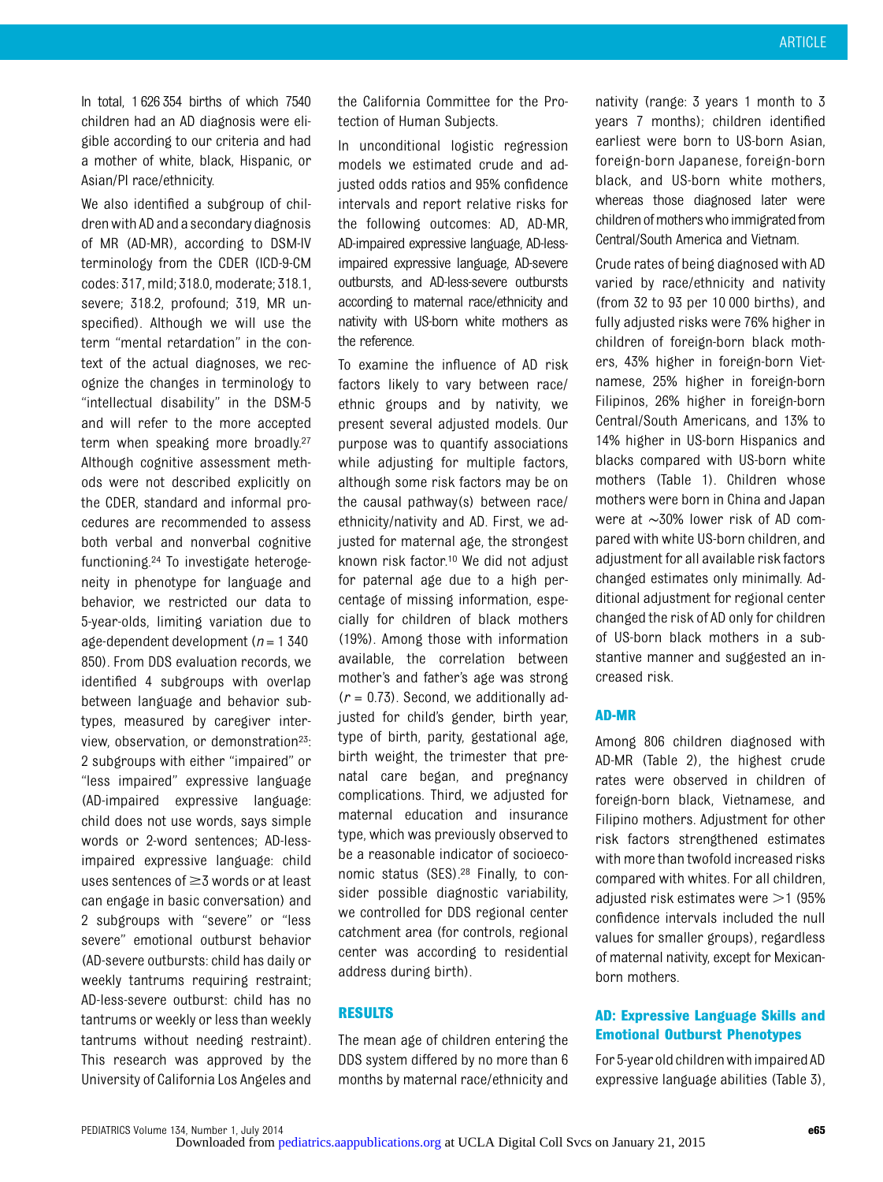In total, 1 626 354 births of which 7540 children had an AD diagnosis were eligible according to our criteria and had a mother of white, black, Hispanic, or Asian/PI race/ethnicity.

We also identified a subgroup of children with AD and a secondary diagnosis of MR (AD-MR), according to DSM-IV terminology from the CDER (ICD-9-CM codes: 317, mild; 318.0, moderate; 318.1, severe; 318.2, profound; 319, MR unspecified). Although we will use the term "mental retardation" in the context of the actual diagnoses, we recognize the changes in terminology to "intellectual disability" in the DSM-5 and will refer to the more accepted term when speaking more broadly.[27] Although cognitive assessment methods were not described explicitly on the CDER, standard and informal procedures are recommended to assess both verbal and nonverbal cognitive functioning.[24] To investigate heterogeneity in phenotype for language and behavior, we restricted our data to 5-year-olds, limiting variation due to age-dependent development ($n$ = 1 340 850). From DDS evaluation records, we identified 4 subgroups with overlap between language and behavior subtypes, measured by caregiver interview, observation, or demonstration[23]: 2 subgroups with either "impaired" or "less impaired" expressive language (AD-impaired expressive language: child does not use words, says simple words or 2-word sentences; AD-less-impaired expressive language: child uses sentences of ≥3 words or at least can engage in basic conversation) and 2 subgroups with "severe" or "less severe" emotional outburst behavior (AD-severe outbursts: child has daily or weekly tantrums requiring restraint; AD-less-severe outburst: child has no tantrums or weekly or less than weekly tantrums without needing restraint). This research was approved by the University of California Los Angeles and the California Committee for the Protection of Human Subjects.

In unconditional logistic regression models we estimated crude and adjusted odds ratios and 95% confidence intervals and report relative risks for the following outcomes: AD, AD-MR, AD-impaired expressive language, AD-less-impaired expressive language, AD-severe outbursts, and AD-less-severe outbursts according to maternal race/ethnicity and nativity with US-born white mothers as the reference.

To examine the influence of AD risk factors likely to vary between race/ethnic groups and by nativity, we present several adjusted models. Our purpose was to quantify associations while adjusting for multiple factors, although some risk factors may be on the causal pathway(s) between race/ethnicity/nativity and AD. First, we adjusted for maternal age, the strongest known risk factor.[10] We did not adjust for paternal age due to a high percentage of missing information, especially for children of black mothers (19%). Among those with information available, the correlation between mother's and father's age was strong ($r$ = 0.73). Second, we additionally adjusted for child's gender, birth year, type of birth, parity, gestational age, birth weight, the trimester that prenatal care began, and pregnancy complications. Third, we adjusted for maternal education and insurance type, which was previously observed to be a reasonable indicator of socioeconomic status (SES).[28] Finally, to consider possible diagnostic variability, we controlled for DDS regional center catchment area (for controls, regional center was according to residential address during birth).

## RESULTS

The mean age of children entering the DDS system differed by no more than 6 months by maternal race/ethnicity and nativity (range: 3 years 1 month to 3 years 7 months); children identified earliest were born to US-born Asian, foreign-born Japanese, foreign-born black, and US-born white mothers, whereas those diagnosed later were children of mothers who immigrated from Central/South America and Vietnam.

Crude rates of being diagnosed with AD varied by race/ethnicity and nativity (from 32 to 93 per 10 000 births), and fully adjusted risks were 76% higher in children of foreign-born black mothers, 43% higher in foreign-born Vietnamese, 25% higher in foreign-born Filipinos, 26% higher in foreign-born Central/South Americans, and 13% to 14% higher in US-born Hispanics and blacks compared with US-born white mothers (Table 1). Children whose mothers were born in China and Japan were at ~30% lower risk of AD compared with white US-born children, and adjustment for all available risk factors changed estimates only minimally. Additional adjustment for regional center changed the risk of AD only for children of US-born black mothers in a substantive manner and suggested an increased risk.

### AD-MR

Among 806 children diagnosed with AD-MR (Table 2), the highest crude rates were observed in children of foreign-born black, Vietnamese, and Filipino mothers. Adjustment for other risk factors strengthened estimates with more than twofold increased risks compared with whites. For all children, adjusted risk estimates were >1 (95% confidence intervals included the null values for smaller groups), regardless of maternal nativity, except for Mexican-born mothers.

### AD: Expressive Language Skills and Emotional Outburst Phenotypes

For 5-year old children with impaired AD expressive language abilities (Table 3),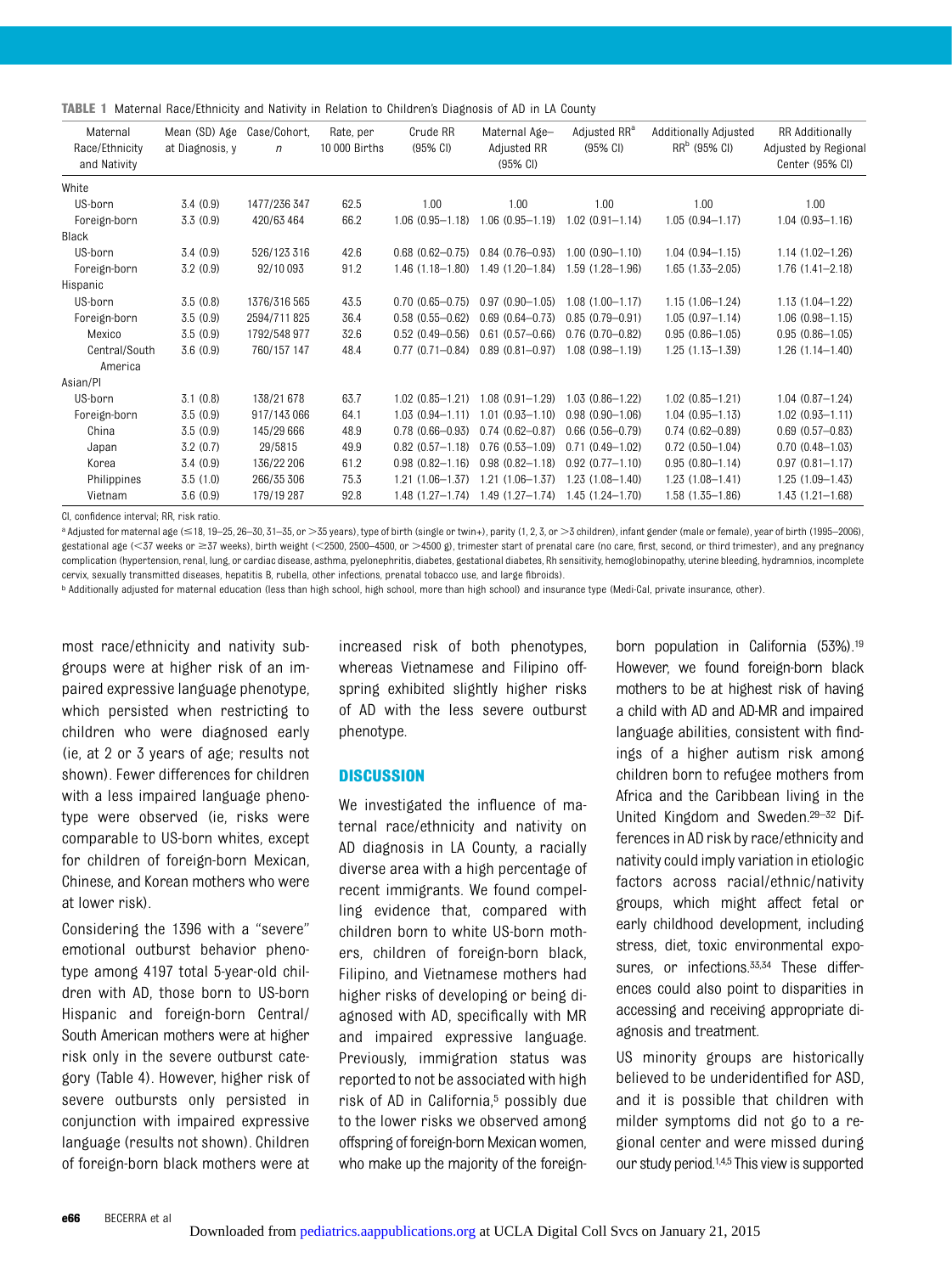**TABLE 1** Maternal Race/Ethnicity and Nativity in Relation to Children's Diagnosis of AD in LA County

| Maternal Race/Ethnicity and Nativity | Mean (SD) Age at Diagnosis, y | Case/Cohort, n | Rate, per 10 000 Births | Crude RR (95% CI) | Maternal Age–Adjusted RR (95% CI) | Adjusted RR[a] (95% CI) | Additionally Adjusted RR[b] (95% CI) | RR Additionally Adjusted by Regional Center (95% CI) |
|---|---|---|---|---|---|---|---|---|
| White | | | | | | | | |
| US-born | 3.4 (0.9) | 1477/236 347 | 62.5 | 1.00 | 1.00 | 1.00 | 1.00 | 1.00 |
| Foreign-born | 3.3 (0.9) | 420/63 464 | 66.2 | 1.06 (0.95–1.18) | 1.06 (0.95–1.19) | 1.02 (0.91–1.14) | 1.05 (0.94–1.17) | 1.04 (0.93–1.16) |
| Black | | | | | | | | |
| US-born | 3.4 (0.9) | 526/123 316 | 42.6 | 0.68 (0.62–0.75) | 0.84 (0.76–0.93) | 1.00 (0.90–1.10) | 1.04 (0.94–1.15) | 1.14 (1.02–1.26) |
| Foreign-born | 3.2 (0.9) | 92/10 093 | 91.2 | 1.46 (1.18–1.80) | 1.49 (1.20–1.84) | 1.59 (1.28–1.96) | 1.65 (1.33–2.05) | 1.76 (1.41–2.18) |
| Hispanic | | | | | | | | |
| US-born | 3.5 (0.8) | 1376/316 565 | 43.5 | 0.70 (0.65–0.75) | 0.97 (0.90–1.05) | 1.08 (1.00–1.17) | 1.15 (1.06–1.24) | 1.13 (1.04–1.22) |
| Foreign-born | 3.5 (0.9) | 2594/711 825 | 36.4 | 0.58 (0.55–0.62) | 0.69 (0.64–0.73) | 0.85 (0.79–0.91) | 1.05 (0.97–1.14) | 1.06 (0.98–1.15) |
| Mexico | 3.5 (0.9) | 1792/548 977 | 32.6 | 0.52 (0.49–0.56) | 0.61 (0.57–0.66) | 0.76 (0.70–0.82) | 0.95 (0.86–1.05) | 0.95 (0.86–1.05) |
| Central/South America | 3.6 (0.9) | 760/157 147 | 48.4 | 0.77 (0.71–0.84) | 0.89 (0.81–0.97) | 1.08 (0.98–1.19) | 1.25 (1.13–1.39) | 1.26 (1.14–1.40) |
| Asian/PI | | | | | | | | |
| US-born | 3.1 (0.8) | 138/21 678 | 63.7 | 1.02 (0.85–1.21) | 1.08 (0.91–1.29) | 1.03 (0.86–1.22) | 1.02 (0.85–1.21) | 1.04 (0.87–1.24) |
| Foreign-born | 3.5 (0.9) | 917/143 066 | 64.1 | 1.03 (0.94–1.11) | 1.01 (0.93–1.10) | 0.98 (0.90–1.06) | 1.04 (0.95–1.13) | 1.02 (0.93–1.11) |
| China | 3.5 (0.9) | 145/29 666 | 48.9 | 0.78 (0.66–0.93) | 0.74 (0.62–0.87) | 0.66 (0.56–0.79) | 0.74 (0.62–0.89) | 0.69 (0.57–0.83) |
| Japan | 3.2 (0.7) | 29/5815 | 49.9 | 0.82 (0.57–1.18) | 0.76 (0.53–1.09) | 0.71 (0.49–1.02) | 0.72 (0.50–1.04) | 0.70 (0.48–1.03) |
| Korea | 3.4 (0.9) | 136/22 206 | 61.2 | 0.98 (0.82–1.16) | 0.98 (0.82–1.18) | 0.92 (0.77–1.10) | 0.95 (0.80–1.14) | 0.97 (0.81–1.17) |
| Philippines | 3.5 (1.0) | 266/35 306 | 75.3 | 1.21 (1.06–1.37) | 1.21 (1.06–1.37) | 1.23 (1.08–1.40) | 1.23 (1.08–1.41) | 1.25 (1.09–1.43) |
| Vietnam | 3.6 (0.9) | 179/19 287 | 92.8 | 1.48 (1.27–1.74) | 1.49 (1.27–1.74) | 1.45 (1.24–1.70) | 1.58 (1.35–1.86) | 1.43 (1.21–1.68) |

CI, confidence interval; RR, risk ratio.

[a] Adjusted for maternal age (≤18, 19–25, 26–30, 31–35, or >35 years), type of birth (single or twin+), parity (1, 2, 3, or >3 children), infant gender (male or female), year of birth (1995–2006), gestational age (<37 weeks or ≥37 weeks), birth weight (<2500, 2500–4500, or >4500 g), trimester start of prenatal care (no care, first, second, or third trimester), and any pregnancy complication (hypertension, renal, lung, or cardiac disease, asthma, pyelonephritis, diabetes, gestational diabetes, Rh sensitivity, hemoglobinopathy, uterine bleeding, hydramnios, incomplete cervix, sexually transmitted diseases, hepatitis B, rubella, other infections, prenatal tobacco use, and large fibroids).

[b] Additionally adjusted for maternal education (less than high school, high school, more than high school) and insurance type (Medi-Cal, private insurance, other).

most race/ethnicity and nativity subgroups were at higher risk of an impaired expressive language phenotype, which persisted when restricting to children who were diagnosed early (ie, at 2 or 3 years of age; results not shown). Fewer differences for children with a less impaired language phenotype were observed (ie, risks were comparable to US-born whites, except for children of foreign-born Mexican, Chinese, and Korean mothers who were at lower risk).

Considering the 1396 with a "severe" emotional outburst behavior phenotype among 4197 total 5-year-old children with AD, those born to US-born Hispanic and foreign-born Central/South American mothers were at higher risk only in the severe outburst category (Table 4). However, higher risk of severe outbursts only persisted in conjunction with impaired expressive language (results not shown). Children of foreign-born black mothers were at increased risk of both phenotypes, whereas Vietnamese and Filipino offspring exhibited slightly higher risks of AD with the less severe outburst phenotype.

## DISCUSSION

We investigated the influence of maternal race/ethnicity and nativity on AD diagnosis in LA County, a racially diverse area with a high percentage of recent immigrants. We found compelling evidence that, compared with children born to white US-born mothers, children of foreign-born black, Filipino, and Vietnamese mothers had higher risks of developing or being diagnosed with AD, specifically with MR and impaired expressive language. Previously, immigration status was reported to not be associated with high risk of AD in California,[5] possibly due to the lower risks we observed among offspring of foreign-born Mexican women, who make up the majority of the foreign-born population in California (53%).[19] However, we found foreign-born black mothers to be at highest risk of having a child with AD and AD-MR and impaired language abilities, consistent with findings of a higher autism risk among children born to refugee mothers from Africa and the Caribbean living in the United Kingdom and Sweden.[29–32] Differences in AD risk by race/ethnicity and nativity could imply variation in etiologic factors across racial/ethnic/nativity groups, which might affect fetal or early childhood development, including stress, diet, toxic environmental exposures, or infections.[33,34] These differences could also point to disparities in accessing and receiving appropriate diagnosis and treatment.

US minority groups are historically believed to be underidentified for ASD, and it is possible that children with milder symptoms did not go to a regional center and were missed during our study period.[1,4,5] This view is supported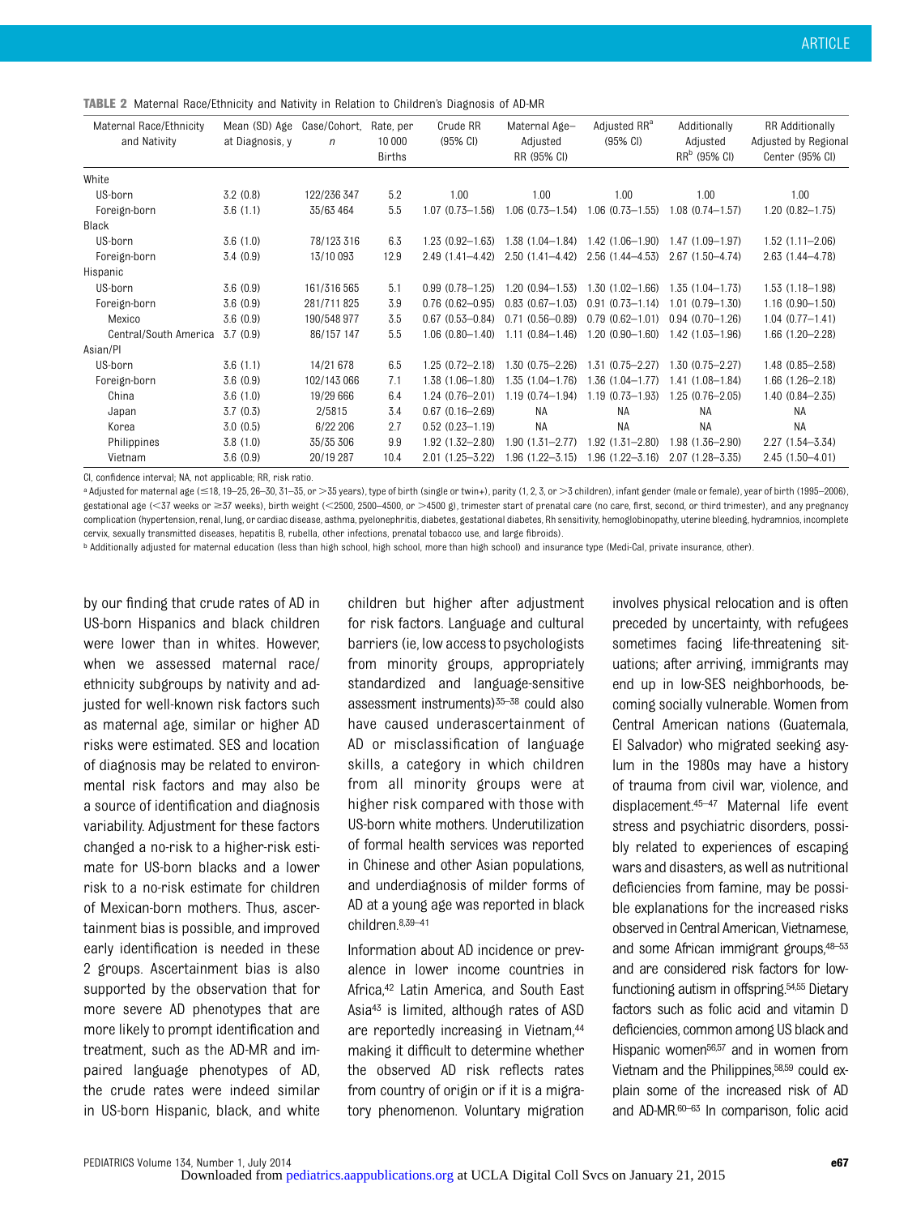**TABLE 2** Maternal Race/Ethnicity and Nativity in Relation to Children's Diagnosis of AD-MR

| Maternal Race/Ethnicity and Nativity | Mean (SD) Age at Diagnosis, y | Case/Cohort, *n* | Rate, per 10 000 Births | Crude RR (95% CI) | Maternal Age–Adjusted RR (95% CI) | Adjusted RR[a] (95% CI) | Additionally Adjusted RR[b] (95% CI) | RR Additionally Adjusted by Regional Center (95% CI) |
|---|---|---|---|---|---|---|---|---|
| White | | | | | | | | |
| US-born | 3.2 (0.8) | 122/236 347 | 5.2 | 1.00 | 1.00 | 1.00 | 1.00 | 1.00 |
| Foreign-born | 3.6 (1.1) | 35/63 464 | 5.5 | 1.07 (0.73–1.56) | 1.06 (0.73–1.54) | 1.06 (0.73–1.55) | 1.08 (0.74–1.57) | 1.20 (0.82–1.75) |
| Black | | | | | | | | |
| US-born | 3.6 (1.0) | 78/123 316 | 6.3 | 1.23 (0.92–1.63) | 1.38 (1.04–1.84) | 1.42 (1.06–1.90) | 1.47 (1.09–1.97) | 1.52 (1.11–2.06) |
| Foreign-born | 3.4 (0.9) | 13/10 093 | 12.9 | 2.49 (1.41–4.42) | 2.50 (1.41–4.42) | 2.56 (1.44–4.53) | 2.67 (1.50–4.74) | 2.63 (1.44–4.78) |
| Hispanic | | | | | | | | |
| US-born | 3.6 (0.9) | 161/316 565 | 5.1 | 0.99 (0.78–1.25) | 1.20 (0.94–1.53) | 1.30 (1.02–1.66) | 1.35 (1.04–1.73) | 1.53 (1.18–1.98) |
| Foreign-born | 3.6 (0.9) | 281/711 825 | 3.9 | 0.76 (0.62–0.95) | 0.83 (0.67–1.03) | 0.91 (0.73–1.14) | 1.01 (0.79–1.30) | 1.16 (0.90–1.50) |
| Mexico | 3.6 (0.9) | 190/548 977 | 3.5 | 0.67 (0.53–0.84) | 0.71 (0.56–0.89) | 0.79 (0.62–1.01) | 0.94 (0.70–1.26) | 1.04 (0.77–1.41) |
| Central/South America | 3.7 (0.9) | 86/157 147 | 5.5 | 1.06 (0.80–1.40) | 1.11 (0.84–1.46) | 1.20 (0.90–1.60) | 1.42 (1.03–1.96) | 1.66 (1.20–2.28) |
| Asian/PI | | | | | | | | |
| US-born | 3.6 (1.1) | 14/21 678 | 6.5 | 1.25 (0.72–2.18) | 1.30 (0.75–2.26) | 1.31 (0.75–2.27) | 1.30 (0.75–2.27) | 1.48 (0.85–2.58) |
| Foreign-born | 3.6 (0.9) | 102/143 066 | 7.1 | 1.38 (1.06–1.80) | 1.35 (1.04–1.76) | 1.36 (1.04–1.77) | 1.41 (1.08–1.84) | 1.66 (1.26–2.18) |
| China | 3.6 (1.0) | 19/29 666 | 6.4 | 1.24 (0.76–2.01) | 1.19 (0.74–1.94) | 1.19 (0.73–1.93) | 1.25 (0.76–2.05) | 1.40 (0.84–2.35) |
| Japan | 3.7 (0.3) | 2/5815 | 3.4 | 0.67 (0.16–2.69) | NA | NA | NA | NA |
| Korea | 3.0 (0.5) | 6/22 206 | 2.7 | 0.52 (0.23–1.19) | NA | NA | NA | NA |
| Philippines | 3.8 (1.0) | 35/35 306 | 9.9 | 1.92 (1.32–2.80) | 1.90 (1.31–2.77) | 1.92 (1.31–2.80) | 1.98 (1.36–2.90) | 2.27 (1.54–3.34) |
| Vietnam | 3.6 (0.9) | 20/19 287 | 10.4 | 2.01 (1.25–3.22) | 1.96 (1.22–3.15) | 1.96 (1.22–3.16) | 2.07 (1.28–3.35) | 2.45 (1.50–4.01) |

CI, confidence interval; NA, not applicable; RR, risk ratio.

[a] Adjusted for maternal age (≤18, 19–25, 26–30, 31–35, or >35 years), type of birth (single or twin+), parity (1, 2, 3, or >3 children), infant gender (male or female), year of birth (1995–2006), gestational age (<37 weeks or ≥37 weeks), birth weight (<2500, 2500–4500, or >4500 g), trimester start of prenatal care (no care, first, second, or third trimester), and any pregnancy complication (hypertension, renal, lung, or cardiac disease, asthma, pyelonephritis, diabetes, gestational diabetes, Rh sensitivity, hemoglobinopathy, uterine bleeding, hydramnios, incomplete cervix, sexually transmitted diseases, hepatitis B, rubella, other infections, prenatal tobacco use, and large fibroids).

[b] Additionally adjusted for maternal education (less than high school, high school, more than high school) and insurance type (Medi-Cal, private insurance, other).

by our finding that crude rates of AD in US-born Hispanics and black children were lower than in whites. However, when we assessed maternal race/ethnicity subgroups by nativity and adjusted for well-known risk factors such as maternal age, similar or higher AD risks were estimated. SES and location of diagnosis may be related to environmental risk factors and may also be a source of identification and diagnosis variability. Adjustment for these factors changed a no-risk to a higher-risk estimate for US-born blacks and a lower risk to a no-risk estimate for children of Mexican-born mothers. Thus, ascertainment bias is possible, and improved early identification is needed in these 2 groups. Ascertainment bias is also supported by the observation that for more severe AD phenotypes that are more likely to prompt identification and treatment, such as the AD-MR and impaired language phenotypes of AD, the crude rates were indeed similar in US-born Hispanic, black, and white children but higher after adjustment for risk factors. Language and cultural barriers (ie, low access to psychologists from minority groups, appropriately standardized and language-sensitive assessment instruments)[35–38] could also have caused underascertainment of AD or misclassification of language skills, a category in which children from all minority groups were at higher risk compared with those with US-born white mothers. Underutilization of formal health services was reported in Chinese and other Asian populations, and underdiagnosis of milder forms of AD at a young age was reported in black children.[8,39–41]

Information about AD incidence or prevalence in lower income countries in Africa,[42] Latin America, and South East Asia[43] is limited, although rates of ASD are reportedly increasing in Vietnam,[44] making it difficult to determine whether the observed AD risk reflects rates from country of origin or if it is a migratory phenomenon. Voluntary migration involves physical relocation and is often preceded by uncertainty, with refugees sometimes facing life-threatening situations; after arriving, immigrants may end up in low-SES neighborhoods, becoming socially vulnerable. Women from Central American nations (Guatemala, El Salvador) who migrated seeking asylum in the 1980s may have a history of trauma from civil war, violence, and displacement.[45–47] Maternal life event stress and psychiatric disorders, possibly related to experiences of escaping wars and disasters, as well as nutritional deficiencies from famine, may be possible explanations for the increased risks observed in Central American, Vietnamese, and some African immigrant groups,[48–53] and are considered risk factors for low-functioning autism in offspring.[54,55] Dietary factors such as folic acid and vitamin D deficiencies, common among US black and Hispanic women[56,57] and in women from Vietnam and the Philippines,[58,59] could explain some of the increased risk of AD and AD-MR.[60–63] In comparison, folic acid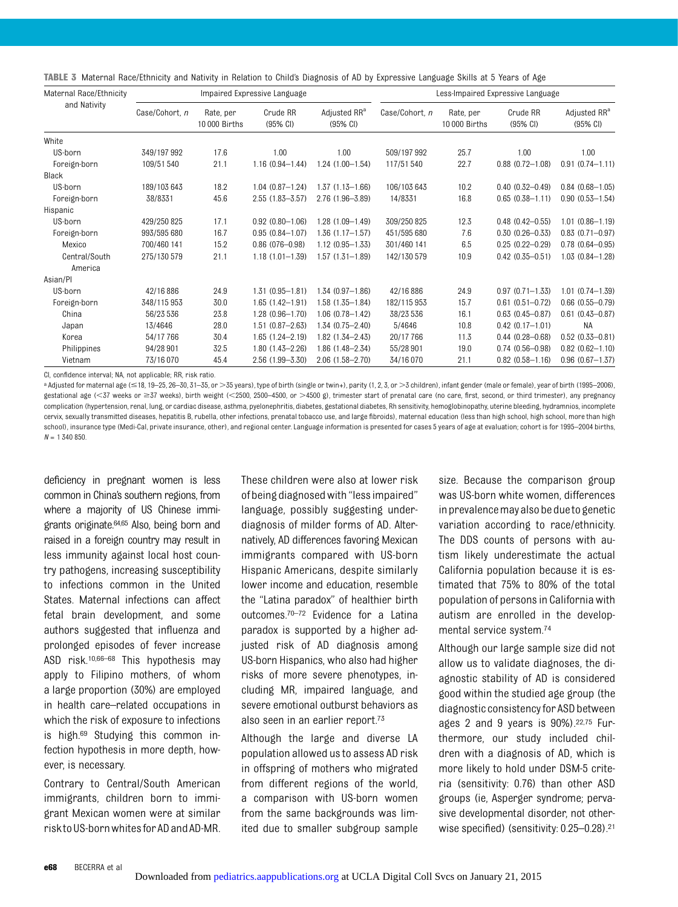**TABLE 3** Maternal Race/Ethnicity and Nativity in Relation to Child's Diagnosis of AD by Expressive Language Skills at 5 Years of Age

| Maternal Race/Ethnicity and Nativity | Impaired Expressive Language | | | | Less-Impaired Expressive Language | | | |
|---|---|---|---|---|---|---|---|---|
| | Case/Cohort, n | Rate, per 10 000 Births | Crude RR (95% CI) | Adjusted RR[a] (95% CI) | Case/Cohort, n | Rate, per 10 000 Births | Crude RR (95% CI) | Adjusted RR[a] (95% CI) |
| White | | | | | | | | |
| US-born | 349/197 992 | 17.6 | 1.00 | 1.00 | 509/197 992 | 25.7 | 1.00 | 1.00 |
| Foreign-born | 109/51 540 | 21.1 | 1.16 (0.94–1.44) | 1.24 (1.00–1.54) | 117/51 540 | 22.7 | 0.88 (0.72–1.08) | 0.91 (0.74–1.11) |
| Black | | | | | | | | |
| US-born | 189/103 643 | 18.2 | 1.04 (0.87–1.24) | 1.37 (1.13–1.66) | 106/103 643 | 10.2 | 0.40 (0.32–0.49) | 0.84 (0.68–1.05) |
| Foreign-born | 38/8331 | 45.6 | 2.55 (1.83–3.57) | 2.76 (1.96–3.89) | 14/8331 | 16.8 | 0.65 (0.38–1.11) | 0.90 (0.53–1.54) |
| Hispanic | | | | | | | | |
| US-born | 429/250 825 | 17.1 | 0.92 (0.80–1.06) | 1.28 (1.09–1.49) | 309/250 825 | 12.3 | 0.48 (0.42–0.55) | 1.01 (0.86–1.19) |
| Foreign-born | 993/595 680 | 16.7 | 0.95 (0.84–1.07) | 1.36 (1.17–1.57) | 451/595 680 | 7.6 | 0.30 (0.26–0.33) | 0.83 (0.71–0.97) |
| Mexico | 700/460 141 | 15.2 | 0.86 (076–0.98) | 1.12 (0.95–1.33) | 301/460 141 | 6.5 | 0.25 (0.22–0.29) | 0.78 (0.64–0.95) |
| Central/South America | 275/130 579 | 21.1 | 1.18 (1.01–1.39) | 1.57 (1.31–1.89) | 142/130 579 | 10.9 | 0.42 (0.35–0.51) | 1.03 (0.84–1.28) |
| Asian/PI | | | | | | | | |
| US-born | 42/16 886 | 24.9 | 1.31 (0.95–1.81) | 1.34 (0.97–1.86) | 42/16 886 | 24.9 | 0.97 (0.71–1.33) | 1.01 (0.74–1.39) |
| Foreign-born | 348/115 953 | 30.0 | 1.65 (1.42–1.91) | 1.58 (1.35–1.84) | 182/115 953 | 15.7 | 0.61 (0.51–0.72) | 0.66 (0.55–0.79) |
| China | 56/23 536 | 23.8 | 1.28 (0.96–1.70) | 1.06 (0.78–1.42) | 38/23 536 | 16.1 | 0.63 (0.45–0.87) | 0.61 (0.43–0.87) |
| Japan | 13/4646 | 28.0 | 1.51 (0.87–2.63) | 1.34 (0.75–2.40) | 5/4646 | 10.8 | 0.42 (0.17–1.01) | NA |
| Korea | 54/17 766 | 30.4 | 1.65 (1.24–2.19) | 1.82 (1.34–2.43) | 20/17 766 | 11.3 | 0.44 (0.28–0.68) | 0.52 (0.33–0.81) |
| Philippines | 94/28 901 | 32.5 | 1.80 (1.43–2.26) | 1.86 (1.48–2.34) | 55/28 901 | 19.0 | 0.74 (0.56–0.98) | 0.82 (0.62–1.10) |
| Vietnam | 73/16 070 | 45.4 | 2.56 (1.99–3.30) | 2.06 (1.58–2.70) | 34/16 070 | 21.1 | 0.82 (0.58–1.16) | 0.96 (0.67–1.37) |

CI, confidence interval; NA, not applicable; RR, risk ratio.

[a] Adjusted for maternal age (≤18, 19–25, 26–30, 31–35, or >35 years), type of birth (single or twin+), parity (1, 2, 3, or >3 children), infant gender (male or female), year of birth (1995–2006), gestational age (<37 weeks or ≥37 weeks), birth weight (<2500, 2500–4500, or >4500 g), trimester start of prenatal care (no care, first, second, or third trimester), any pregnancy complication (hypertension, renal, lung, or cardiac disease, asthma, pyelonephritis, diabetes, gestational diabetes, Rh sensitivity, hemoglobinopathy, uterine bleeding, hydramnios, incomplete cervix, sexually transmitted diseases, hepatitis B, rubella, other infections, prenatal tobacco use, and large fibroids), maternal education (less than high school, high school, more than high school), insurance type (Medi-Cal, private insurance, other), and regional center. Language information is presented for cases 5 years of age at evaluation; cohort is for 1995–2004 births, $N$ = 1 340 850.

deficiency in pregnant women is less common in China's southern regions, from where a majority of US Chinese immigrants originate.[64,65] Also, being born and raised in a foreign country may result in less immunity against local host country pathogens, increasing susceptibility to infections common in the United States. Maternal infections can affect fetal brain development, and some authors suggested that influenza and prolonged episodes of fever increase ASD risk.[10,66–68] This hypothesis may apply to Filipino mothers, of whom a large proportion (30%) are employed in health care–related occupations in which the risk of exposure to infections is high.[69] Studying this common infection hypothesis in more depth, however, is necessary.

Contrary to Central/South American immigrants, children born to immigrant Mexican women were at similar risk to US-born whites for AD and AD-MR. These children were also at lower risk of being diagnosed with "less impaired" language, possibly suggesting underdiagnosis of milder forms of AD. Alternatively, AD differences favoring Mexican immigrants compared with US-born Hispanic Americans, despite similarly lower income and education, resemble the "Latina paradox" of healthier birth outcomes.[70–72] Evidence for a Latina paradox is supported by a higher adjusted risk of AD diagnosis among US-born Hispanics, who also had higher risks of more severe phenotypes, including MR, impaired language, and severe emotional outburst behaviors as also seen in an earlier report.[73]

Although the large and diverse LA population allowed us to assess AD risk in offspring of mothers who migrated from different regions of the world, a comparison with US-born women from the same backgrounds was limited due to smaller subgroup sample size. Because the comparison group was US-born white women, differences in prevalence may also be due to genetic variation according to race/ethnicity. The DDS counts of persons with autism likely underestimate the actual California population because it is estimated that 75% to 80% of the total population of persons in California with autism are enrolled in the developmental service system.[74]

Although our large sample size did not allow us to validate diagnoses, the diagnostic stability of AD is considered good within the studied age group (the diagnostic consistency for ASD between ages 2 and 9 years is 90%).[22,75] Furthermore, our study included children with a diagnosis of AD, which is more likely to hold under DSM-5 criteria (sensitivity: 0.76) than other ASD groups (ie, Asperger syndrome; pervasive developmental disorder, not otherwise specified) (sensitivity: 0.25–0.28).[21]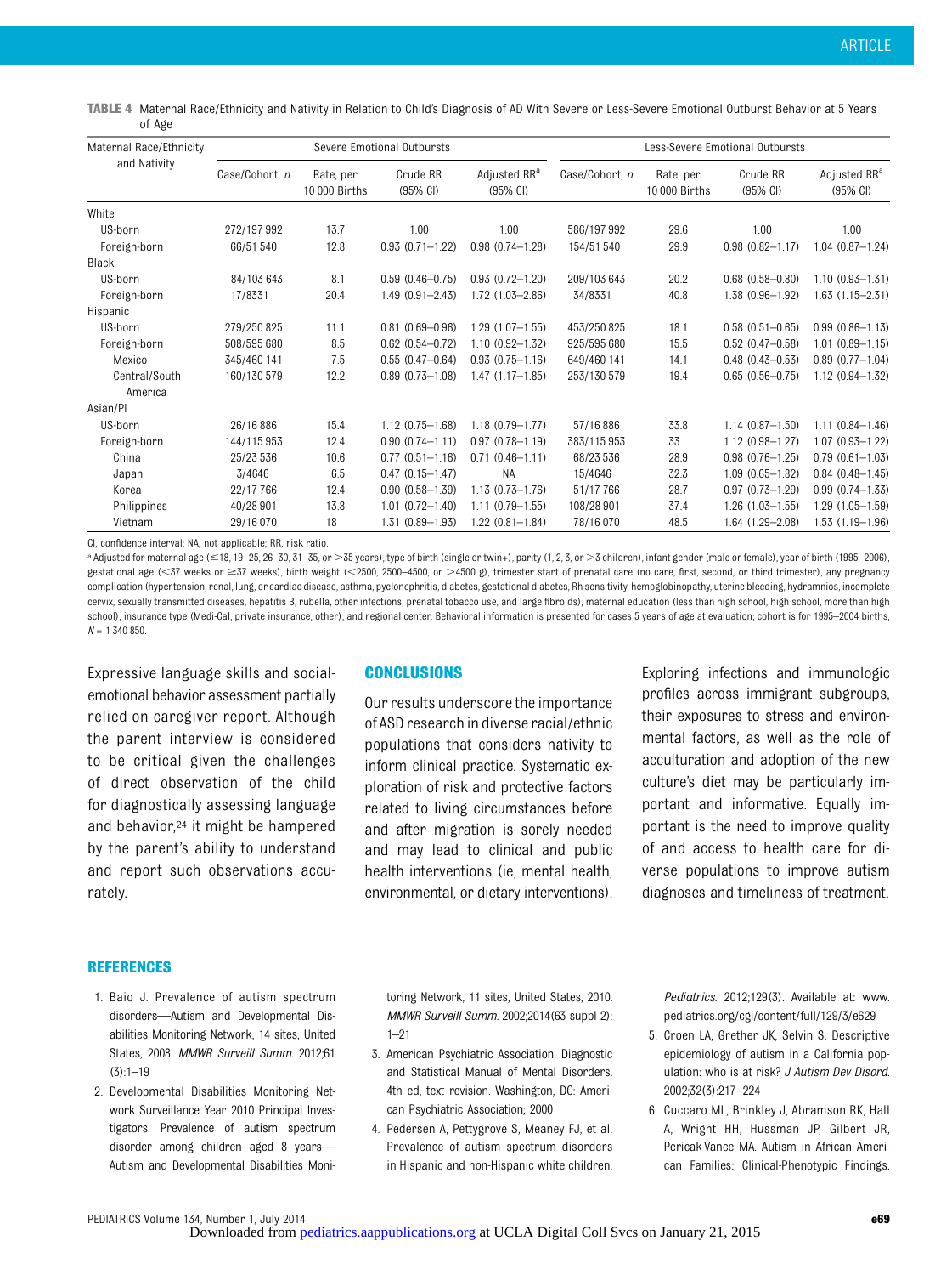**TABLE 4** Maternal Race/Ethnicity and Nativity in Relation to Child's Diagnosis of AD With Severe or Less-Severe Emotional Outburst Behavior at 5 Years of Age

| Maternal Race/Ethnicity and Nativity | Severe Emotional Outbursts | | | | Less-Severe Emotional Outbursts | | | |
|---|---|---|---|---|---|---|---|---|
| | Case/Cohort, n | Rate, per 10 000 Births | Crude RR (95% CI) | Adjusted RR[a] (95% CI) | Case/Cohort, n | Rate, per 10 000 Births | Crude RR (95% CI) | Adjusted RR[a] (95% CI) |
| White | | | | | | | | |
| US-born | 272/197 992 | 13.7 | 1.00 | 1.00 | 586/197 992 | 29.6 | 1.00 | 1.00 |
| Foreign-born | 66/51 540 | 12.8 | 0.93 (0.71–1.22) | 0.98 (0.74–1.28) | 154/51 540 | 29.9 | 0.98 (0.82–1.17) | 1.04 (0.87–1.24) |
| Black | | | | | | | | |
| US-born | 84/103 643 | 8.1 | 0.59 (0.46–0.75) | 0.93 (0.72–1.20) | 209/103 643 | 20.2 | 0.68 (0.58–0.80) | 1.10 (0.93–1.31) |
| Foreign-born | 17/8331 | 20.4 | 1.49 (0.91–2.43) | 1.72 (1.03–2.86) | 34/8331 | 40.8 | 1.38 (0.96–1.92) | 1.63 (1.15–2.31) |
| Hispanic | | | | | | | | |
| US-born | 279/250 825 | 11.1 | 0.81 (0.69–0.96) | 1.29 (1.07–1.55) | 453/250 825 | 18.1 | 0.58 (0.51–0.65) | 0.99 (0.86–1.13) |
| Foreign-born | 508/595 680 | 8.5 | 0.62 (0.54–0.72) | 1.10 (0.92–1.32) | 925/595 680 | 15.5 | 0.52 (0.47–0.58) | 1.01 (0.89–1.15) |
| Mexico | 345/460 141 | 7.5 | 0.55 (0.47–0.64) | 0.93 (0.75–1.16) | 649/460 141 | 14.1 | 0.48 (0.43–0.53) | 0.89 (0.77–1.04) |
| Central/South America | 160/130 579 | 12.2 | 0.89 (0.73–1.08) | 1.47 (1.17–1.85) | 253/130 579 | 19.4 | 0.65 (0.56–0.75) | 1.12 (0.94–1.32) |
| Asian/PI | | | | | | | | |
| US-born | 26/16 886 | 15.4 | 1.12 (0.75–1.68) | 1.18 (0.79–1.77) | 57/16 886 | 33.8 | 1.14 (0.87–1.50) | 1.11 (0.84–1.46) |
| Foreign-born | 144/115 953 | 12.4 | 0.90 (0.74–1.11) | 0.97 (0.78–1.19) | 383/115 953 | 33 | 1.12 (0.98–1.27) | 1.07 (0.93–1.22) |
| China | 25/23 536 | 10.6 | 0.77 (0.51–1.16) | 0.71 (0.46–1.11) | 68/23 536 | 28.9 | 0.98 (0.76–1.25) | 0.79 (0.61–1.03) |
| Japan | 3/4646 | 6.5 | 0.47 (0.15–1.47) | NA | 15/4646 | 32.3 | 1.09 (0.65–1.82) | 0.84 (0.48–1.45) |
| Korea | 22/17 766 | 12.4 | 0.90 (0.58–1.39) | 1.13 (0.73–1.76) | 51/17 766 | 28.7 | 0.97 (0.73–1.29) | 0.99 (0.74–1.33) |
| Philippines | 40/28 901 | 13.8 | 1.01 (0.72–1.40) | 1.11 (0.79–1.55) | 108/28 901 | 37.4 | 1.26 (1.03–1.55) | 1.29 (1.05–1.59) |
| Vietnam | 29/16 070 | 18 | 1.31 (0.89–1.93) | 1.22 (0.81–1.84) | 78/16 070 | 48.5 | 1.64 (1.29–2.08) | 1.53 (1.19–1.96) |

CI, confidence interval; NA, not applicable; RR, risk ratio.

[a] Adjusted for maternal age (≤18, 19–25, 26–30, 31–35, or >35 years), type of birth (single or twin+), parity (1, 2, 3, or >3 children), infant gender (male or female), year of birth (1995–2006), gestational age (<37 weeks or ≥37 weeks), birth weight (<2500, 2500–4500, or >4500 g), trimester start of prenatal care (no care, first, second, or third trimester), any pregnancy complication (hypertension, renal, lung, or cardiac disease, asthma, pyelonephritis, diabetes, gestational diabetes, Rh sensitivity, hemoglobinopathy, uterine bleeding, hydramnios, incomplete cervix, sexually transmitted diseases, hepatitis B, rubella, other infections, prenatal tobacco use, and large fibroids), maternal education (less than high school, high school, more than high school), insurance type (Medi-Cal, private insurance, other), and regional center. Behavioral information is presented for cases 5 years of age at evaluation; cohort is for 1995–2004 births, N = 1 340 850.

Expressive language skills and social-emotional behavior assessment partially relied on caregiver report. Although the parent interview is considered to be critical given the challenges of direct observation of the child for diagnostically assessing language and behavior,[24] it might be hampered by the parent's ability to understand and report such observations accurately.

## CONCLUSIONS

Our results underscore the importance of ASD research in diverse racial/ethnic populations that considers nativity to inform clinical practice. Systematic exploration of risk and protective factors related to living circumstances before and after migration is sorely needed and may lead to clinical and public health interventions (ie, mental health, environmental, or dietary interventions). Exploring infections and immunologic profiles across immigrant subgroups, their exposures to stress and environmental factors, as well as the role of acculturation and adoption of the new culture's diet may be particularly important and informative. Equally important is the need to improve quality of and access to health care for diverse populations to improve autism diagnoses and timeliness of treatment.

## REFERENCES

1. Baio J. Prevalence of autism spectrum disorders—Autism and Developmental Disabilities Monitoring Network, 14 sites, United States, 2008. *MMWR Surveill Summ*. 2012;61 (3):1–19
2. Developmental Disabilities Monitoring Network Surveillance Year 2010 Principal Investigators. Prevalence of autism spectrum disorder among children aged 8 years—Autism and Developmental Disabilities Monitoring Network, 11 sites, United States, 2010. *MMWR Surveill Summ*. 2002;2014(63 suppl 2): 1–21
3. American Psychiatric Association. Diagnostic and Statistical Manual of Mental Disorders. 4th ed, text revision. Washington, DC: American Psychiatric Association; 2000
4. Pedersen A, Pettygrove S, Meaney FJ, et al. Prevalence of autism spectrum disorders in Hispanic and non-Hispanic white children. *Pediatrics*. 2012;129(3). Available at: www.pediatrics.org/cgi/content/full/129/3/e629
5. Croen LA, Grether JK, Selvin S. Descriptive epidemiology of autism in a California population: who is at risk? *J Autism Dev Disord*. 2002;32(3):217–224
6. Cuccaro ML, Brinkley J, Abramson RK, Hall A, Wright HH, Hussman JP, Gilbert JR, Pericak-Vance MA. Autism in African American Families: Clinical-Phenotypic Findings.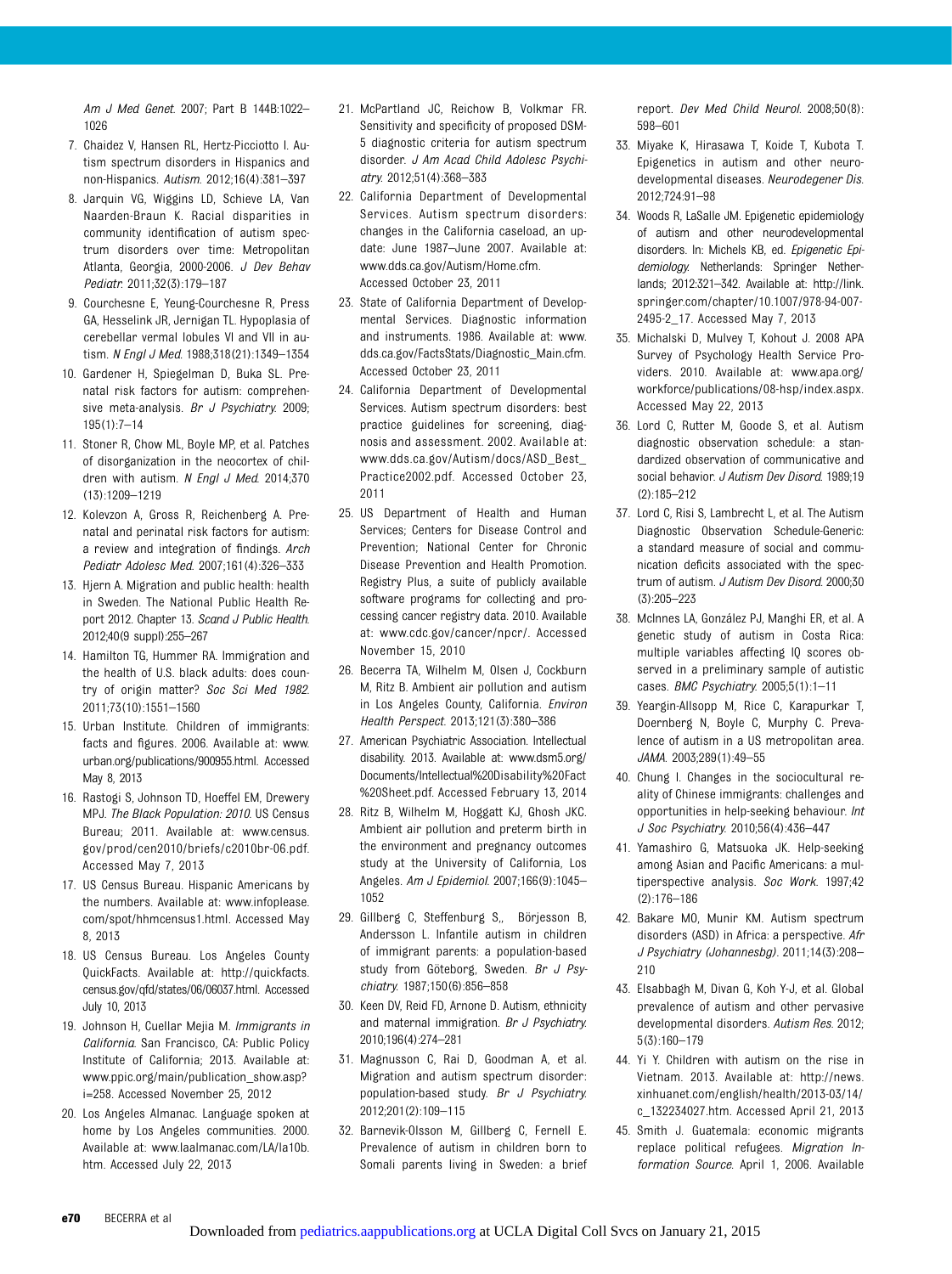*Am J Med Genet*. 2007; Part B 144B:1022–1026

7. Chaidez V, Hansen RL, Hertz-Picciotto I. Autism spectrum disorders in Hispanics and non-Hispanics. *Autism*. 2012;16(4):381–397
8. Jarquin VG, Wiggins LD, Schieve LA, Van Naarden-Braun K. Racial disparities in community identification of autism spectrum disorders over time: Metropolitan Atlanta, Georgia, 2000-2006. *J Dev Behav Pediatr*. 2011;32(3):179–187
9. Courchesne E, Yeung-Courchesne R, Press GA, Hesselink JR, Jernigan TL. Hypoplasia of cerebellar vermal lobules VI and VII in autism. *N Engl J Med*. 1988;318(21):1349–1354
10. Gardener H, Spiegelman D, Buka SL. Prenatal risk factors for autism: comprehensive meta-analysis. *Br J Psychiatry*. 2009;195(1):7–14
11. Stoner R, Chow ML, Boyle MP, et al. Patches of disorganization in the neocortex of children with autism. *N Engl J Med*. 2014;370(13):1209–1219
12. Kolevzon A, Gross R, Reichenberg A. Prenatal and perinatal risk factors for autism: a review and integration of findings. *Arch Pediatr Adolesc Med*. 2007;161(4):326–333
13. Hjern A. Migration and public health: health in Sweden. The National Public Health Report 2012. Chapter 13. *Scand J Public Health*. 2012;40(9 suppl):255–267
14. Hamilton TG, Hummer RA. Immigration and the health of U.S. black adults: does country of origin matter? *Soc Sci Med 1982*. 2011;73(10):1551–1560
15. Urban Institute. Children of immigrants: facts and figures. 2006. Available at: www.urban.org/publications/900955.html. Accessed May 8, 2013
16. Rastogi S, Johnson TD, Hoeffel EM, Drewery MPJ. *The Black Population: 2010*. US Census Bureau; 2011. Available at: www.census.gov/prod/cen2010/briefs/c2010br-06.pdf. Accessed May 7, 2013
17. US Census Bureau. Hispanic Americans by the numbers. Available at: www.infoplease.com/spot/hhmcensus1.html. Accessed May 8, 2013
18. US Census Bureau. Los Angeles County QuickFacts. Available at: http://quickfacts.census.gov/qfd/states/06/06037.html. Accessed July 10, 2013
19. Johnson H, Cuellar Mejia M. *Immigrants in California*. San Francisco, CA: Public Policy Institute of California; 2013. Available at: www.ppic.org/main/publication_show.asp?i=258. Accessed November 25, 2012
20. Los Angeles Almanac. Language spoken at home by Los Angeles communities. 2000. Available at: www.laalmanac.com/LA/la10b.htm. Accessed July 22, 2013
21. McPartland JC, Reichow B, Volkmar FR. Sensitivity and specificity of proposed DSM-5 diagnostic criteria for autism spectrum disorder. *J Am Acad Child Adolesc Psychiatry*. 2012;51(4):368–383
22. California Department of Developmental Services. Autism spectrum disorders: changes in the California caseload, an update: June 1987–June 2007. Available at: www.dds.ca.gov/Autism/Home.cfm. Accessed October 23, 2011
23. State of California Department of Developmental Services. Diagnostic information and instruments. 1986. Available at: www.dds.ca.gov/FactsStats/Diagnostic_Main.cfm. Accessed October 23, 2011
24. California Department of Developmental Services. Autism spectrum disorders: best practice guidelines for screening, diagnosis and assessment. 2002. Available at: www.dds.ca.gov/Autism/docs/ASD_Best_Practice2002.pdf. Accessed October 23, 2011
25. US Department of Health and Human Services; Centers for Disease Control and Prevention; National Center for Chronic Disease Prevention and Health Promotion. Registry Plus, a suite of publicly available software programs for collecting and processing cancer registry data. 2010. Available at: www.cdc.gov/cancer/npcr/. Accessed November 15, 2010
26. Becerra TA, Wilhelm M, Olsen J, Cockburn M, Ritz B. Ambient air pollution and autism in Los Angeles County, California. *Environ Health Perspect*. 2013;121(3):380–386
27. American Psychiatric Association. Intellectual disability. 2013. Available at: www.dsm5.org/Documents/Intellectual%20Disability%20Fact%20Sheet.pdf. Accessed February 13, 2014
28. Ritz B, Wilhelm M, Hoggatt KJ, Ghosh JKC. Ambient air pollution and preterm birth in the environment and pregnancy outcomes study at the University of California, Los Angeles. *Am J Epidemiol*. 2007;166(9):1045–1052
29. Gillberg C, Steffenburg S,, Börjesson B, Andersson L. Infantile autism in children of immigrant parents: a population-based study from Göteborg, Sweden. *Br J Psychiatry*. 1987;150(6):856–858
30. Keen DV, Reid FD, Arnone D. Autism, ethnicity and maternal immigration. *Br J Psychiatry*. 2010;196(4):274–281
31. Magnusson C, Rai D, Goodman A, et al. Migration and autism spectrum disorder: population-based study. *Br J Psychiatry*. 2012;201(2):109–115
32. Barnevik-Olsson M, Gillberg C, Fernell E. Prevalence of autism in children born to Somali parents living in Sweden: a brief report. *Dev Med Child Neurol*. 2008;50(8):598–601
33. Miyake K, Hirasawa T, Koide T, Kubota T. Epigenetics in autism and other neurodevelopmental diseases. *Neurodegener Dis*. 2012;724:91–98
34. Woods R, LaSalle JM. Epigenetic epidemiology of autism and other neurodevelopmental disorders. In: Michels KB, ed. *Epigenetic Epidemiology*. Netherlands: Springer Netherlands; 2012:321–342. Available at: http://link.springer.com/chapter/10.1007/978-94-007-2495-2_17. Accessed May 7, 2013
35. Michalski D, Mulvey T, Kohout J. 2008 APA Survey of Psychology Health Service Providers. 2010. Available at: www.apa.org/workforce/publications/08-hsp/index.aspx. Accessed May 22, 2013
36. Lord C, Rutter M, Goode S, et al. Autism diagnostic observation schedule: a standardized observation of communicative and social behavior. *J Autism Dev Disord*. 1989;19(2):185–212
37. Lord C, Risi S, Lambrecht L, et al. The Autism Diagnostic Observation Schedule-Generic: a standard measure of social and communication deficits associated with the spectrum of autism. *J Autism Dev Disord*. 2000;30(3):205–223
38. McInnes LA, González PJ, Manghi ER, et al. A genetic study of autism in Costa Rica: multiple variables affecting IQ scores observed in a preliminary sample of autistic cases. *BMC Psychiatry*. 2005;5(1):1–11
39. Yeargin-Allsopp M, Rice C, Karapurkar T, Doernberg N, Boyle C, Murphy C. Prevalence of autism in a US metropolitan area. *JAMA*. 2003;289(1):49–55
40. Chung I. Changes in the sociocultural reality of Chinese immigrants: challenges and opportunities in help-seeking behaviour. *Int J Soc Psychiatry*. 2010;56(4):436–447
41. Yamashiro G, Matsuoka JK. Help-seeking among Asian and Pacific Americans: a multiperspective analysis. *Soc Work*. 1997;42(2):176–186
42. Bakare MO, Munir KM. Autism spectrum disorders (ASD) in Africa: a perspective. *Afr J Psychiatry (Johannesbg)*. 2011;14(3):208–210
43. Elsabbagh M, Divan G, Koh Y-J, et al. Global prevalence of autism and other pervasive developmental disorders. *Autism Res*. 2012;5(3):160–179
44. Yi Y. Children with autism on the rise in Vietnam. 2013. Available at: http://news.xinhuanet.com/english/health/2013-03/14/c_132234027.htm. Accessed April 21, 2013
45. Smith J. Guatemala: economic migrants replace political refugees. *Migration Information Source*. April 1, 2006. Available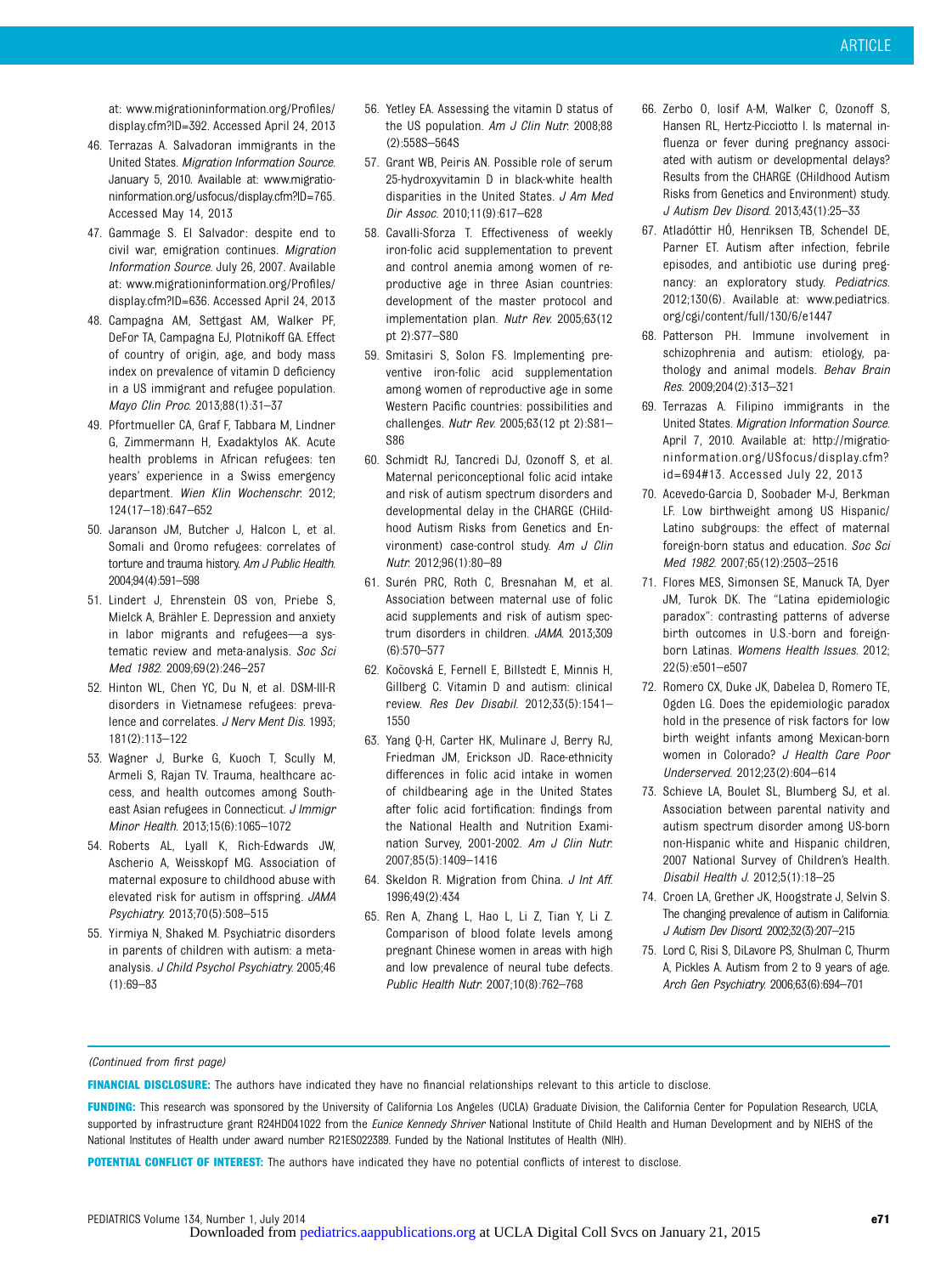at: www.migrationinformation.org/Profiles/display.cfm?ID=392. Accessed April 24, 2013

46. Terrazas A. Salvadoran immigrants in the United States. *Migration Information Source*. January 5, 2010. Available at: www.migrationinformation.org/usfocus/display.cfm?ID=765. Accessed May 14, 2013
47. Gammage S. El Salvador: despite end to civil war, emigration continues. *Migration Information Source*. July 26, 2007. Available at: www.migrationinformation.org/Profiles/display.cfm?ID=636. Accessed April 24, 2013
48. Campagna AM, Settgast AM, Walker PF, DeFor TA, Campagna EJ, Plotnikoff GA. Effect of country of origin, age, and body mass index on prevalence of vitamin D deficiency in a US immigrant and refugee population. *Mayo Clin Proc*. 2013;88(1):31–37
49. Pfortmueller CA, Graf F, Tabbara M, Lindner G, Zimmermann H, Exadaktylos AK. Acute health problems in African refugees: ten years' experience in a Swiss emergency department. *Wien Klin Wochenschr*. 2012;124(17–18):647–652
50. Jaranson JM, Butcher J, Halcon L, et al. Somali and Oromo refugees: correlates of torture and trauma history. *Am J Public Health*. 2004;94(4):591–598
51. Lindert J, Ehrenstein OS von, Priebe S, Mielck A, Brähler E. Depression and anxiety in labor migrants and refugees—a systematic review and meta-analysis. *Soc Sci Med 1982*. 2009;69(2):246–257
52. Hinton WL, Chen YC, Du N, et al. DSM-III-R disorders in Vietnamese refugees: prevalence and correlates. *J Nerv Ment Dis*. 1993;181(2):113–122
53. Wagner J, Burke G, Kuoch T, Scully M, Armeli S, Rajan TV. Trauma, healthcare access, and health outcomes among Southeast Asian refugees in Connecticut. *J Immigr Minor Health*. 2013;15(6):1065–1072
54. Roberts AL, Lyall K, Rich-Edwards JW, Ascherio A, Weisskopf MG. Association of maternal exposure to childhood abuse with elevated risk for autism in offspring. *JAMA Psychiatry*. 2013;70(5):508–515
55. Yirmiya N, Shaked M. Psychiatric disorders in parents of children with autism: a meta-analysis. *J Child Psychol Psychiatry*. 2005;46(1):69–83
56. Yetley EA. Assessing the vitamin D status of the US population. *Am J Clin Nutr*. 2008;88(2):558S–564S
57. Grant WB, Peiris AN. Possible role of serum 25-hydroxyvitamin D in black-white health disparities in the United States. *J Am Med Dir Assoc*. 2010;11(9):617–628
58. Cavalli-Sforza T. Effectiveness of weekly iron-folic acid supplementation to prevent and control anemia among women of reproductive age in three Asian countries: development of the master protocol and implementation plan. *Nutr Rev*. 2005;63(12 pt 2):S77–S80
59. Smitasiri S, Solon FS. Implementing preventive iron-folic acid supplementation among women of reproductive age in some Western Pacific countries: possibilities and challenges. *Nutr Rev*. 2005;63(12 pt 2):S81–S86
60. Schmidt RJ, Tancredi DJ, Ozonoff S, et al. Maternal periconceptional folic acid intake and risk of autism spectrum disorders and developmental delay in the CHARGE (CHildhood Autism Risks from Genetics and Environment) case-control study. *Am J Clin Nutr*. 2012;96(1):80–89
61. Surén PRC, Roth C, Bresnahan M, et al. Association between maternal use of folic acid supplements and risk of autism spectrum disorders in children. *JAMA*. 2013;309(6):570–577
62. Kočovská E, Fernell E, Billstedt E, Minnis H, Gillberg C. Vitamin D and autism: clinical review. *Res Dev Disabil*. 2012;33(5):1541–1550
63. Yang Q-H, Carter HK, Mulinare J, Berry RJ, Friedman JM, Erickson JD. Race-ethnicity differences in folic acid intake in women of childbearing age in the United States after folic acid fortification: findings from the National Health and Nutrition Examination Survey, 2001-2002. *Am J Clin Nutr*. 2007;85(5):1409–1416
64. Skeldon R. Migration from China. *J Int Aff*. 1996;49(2):434
65. Ren A, Zhang L, Hao L, Li Z, Tian Y, Li Z. Comparison of blood folate levels among pregnant Chinese women in areas with high and low prevalence of neural tube defects. *Public Health Nutr*. 2007;10(8):762–768
66. Zerbo O, Iosif A-M, Walker C, Ozonoff S, Hansen RL, Hertz-Picciotto I. Is maternal influenza or fever during pregnancy associated with autism or developmental delays? Results from the CHARGE (CHildhood Autism Risks from Genetics and Environment) study. *J Autism Dev Disord*. 2013;43(1):25–33
67. Atladóttir HÓ, Henriksen TB, Schendel DE, Parner ET. Autism after infection, febrile episodes, and antibiotic use during pregnancy: an exploratory study. *Pediatrics*. 2012;130(6). Available at: www.pediatrics.org/cgi/content/full/130/6/e1447
68. Patterson PH. Immune involvement in schizophrenia and autism: etiology, pathology and animal models. *Behav Brain Res*. 2009;204(2):313–321
69. Terrazas A. Filipino immigrants in the United States. *Migration Information Source*. April 7, 2010. Available at: http://migrationinformation.org/USfocus/display.cfm?id=694#13. Accessed July 22, 2013
70. Acevedo-Garcia D, Soobader M-J, Berkman LF. Low birthweight among US Hispanic/Latino subgroups: the effect of maternal foreign-born status and education. *Soc Sci Med 1982*. 2007;65(12):2503–2516
71. Flores MES, Simonsen SE, Manuck TA, Dyer JM, Turok DK. The "Latina epidemiologic paradox": contrasting patterns of adverse birth outcomes in U.S.-born and foreign-born Latinas. *Womens Health Issues*. 2012;22(5):e501–e507
72. Romero CX, Duke JK, Dabelea D, Romero TE, Ogden LG. Does the epidemiologic paradox hold in the presence of risk factors for low birth weight infants among Mexican-born women in Colorado? *J Health Care Poor Underserved*. 2012;23(2):604–614
73. Schieve LA, Boulet SL, Blumberg SJ, et al. Association between parental nativity and autism spectrum disorder among US-born non-Hispanic white and Hispanic children, 2007 National Survey of Children's Health. *Disabil Health J*. 2012;5(1):18–25
74. Croen LA, Grether JK, Hoogstrate J, Selvin S. The changing prevalence of autism in California. *J Autism Dev Disord*. 2002;32(3):207–215
75. Lord C, Risi S, DiLavore PS, Shulman C, Thurm A, Pickles A. Autism from 2 to 9 years of age. *Arch Gen Psychiatry*. 2006;63(6):694–701

*(Continued from first page)*

**FINANCIAL DISCLOSURE:** The authors have indicated they have no financial relationships relevant to this article to disclose.

**FUNDING:** This research was sponsored by the University of California Los Angeles (UCLA) Graduate Division, the California Center for Population Research, UCLA, supported by infrastructure grant R24HD041022 from the *Eunice Kennedy Shriver* National Institute of Child Health and Human Development and by NIEHS of the National Institutes of Health under award number R21ES022389. Funded by the National Institutes of Health (NIH).

**POTENTIAL CONFLICT OF INTEREST:** The authors have indicated they have no potential conflicts of interest to disclose.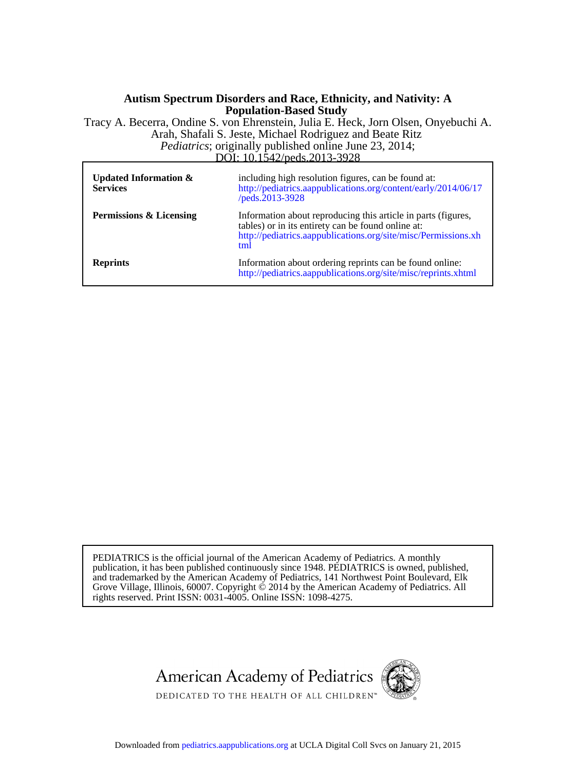**Autism Spectrum Disorders and Race, Ethnicity, and Nativity: A Population-Based Study**

Tracy A. Becerra, Ondine S. von Ehrenstein, Julia E. Heck, Jorn Olsen, Onyebuchi A. Arah, Shafali S. Jeste, Michael Rodriguez and Beate Ritz

*Pediatrics*; originally published online June 23, 2014;

DOI: 10.1542/peds.2013-3928

| | |
|---|---|
| **Updated Information & Services** | including high resolution figures, can be found at: http://pediatrics.aappublications.org/content/early/2014/06/17/peds.2013-3928 |
| **Permissions & Licensing** | Information about reproducing this article in parts (figures, tables) or in its entirety can be found online at: http://pediatrics.aappublications.org/site/misc/Permissions.xhtml |
| **Reprints** | Information about ordering reprints can be found online: http://pediatrics.aappublications.org/site/misc/reprints.xhtml |

PEDIATRICS is the official journal of the American Academy of Pediatrics. A monthly publication, it has been published continuously since 1948. PEDIATRICS is owned, published, and trademarked by the American Academy of Pediatrics, 141 Northwest Point Boulevard, Elk Grove Village, Illinois, 60007. Copyright © 2014 by the American Academy of Pediatrics. All rights reserved. Print ISSN: 0031-4005. Online ISSN: 1098-4275.

American Academy of Pediatrics

DEDICATED TO THE HEALTH OF ALL CHILDREN™

Downloaded from pediatrics.aappublications.org at UCLA Digital Coll Svcs on January 21, 2015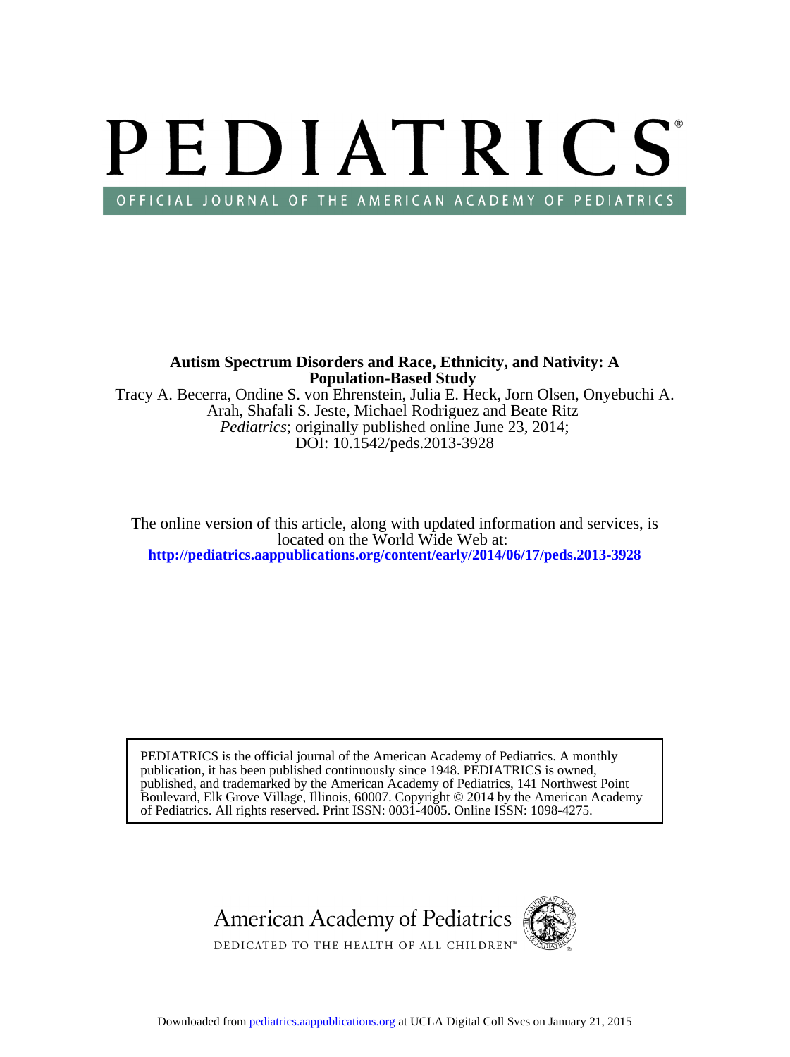# PEDIATRICS

OFFICIAL JOURNAL OF THE AMERICAN ACADEMY OF PEDIATRICS

**Autism Spectrum Disorders and Race, Ethnicity, and Nativity: A Population-Based Study**

Tracy A. Becerra, Ondine S. von Ehrenstein, Julia E. Heck, Jorn Olsen, Onyebuchi A. Arah, Shafali S. Jeste, Michael Rodriguez and Beate Ritz

*Pediatrics*; originally published online June 23, 2014;

DOI: 10.1542/peds.2013-3928

The online version of this article, along with updated information and services, is located on the World Wide Web at:

**http://pediatrics.aappublications.org/content/early/2014/06/17/peds.2013-3928**

PEDIATRICS is the official journal of the American Academy of Pediatrics. A monthly publication, it has been published continuously since 1948. PEDIATRICS is owned, published, and trademarked by the American Academy of Pediatrics, 141 Northwest Point Boulevard, Elk Grove Village, Illinois, 60007. Copyright © 2014 by the American Academy of Pediatrics. All rights reserved. Print ISSN: 0031-4005. Online ISSN: 1098-4275.

American Academy of Pediatrics

DEDICATED TO THE HEALTH OF ALL CHILDREN™